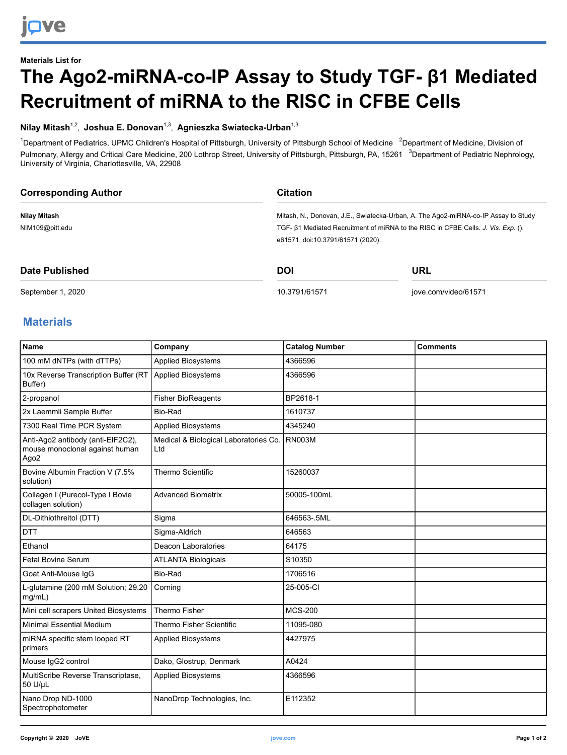Materials List for

# The Ago2-miRNA-co-IP Assay to Study TGF- β1 Mediated Recruitment of miRNA to the RISC in CFBE Cells

**Nilay Mitash**[1,2], **Joshua E. Donovan**[1,3], **Agnieszka Swiatecka-Urban**[1,3]

[1]Department of Pediatrics, UPMC Children's Hospital of Pittsburgh, University of Pittsburgh School of Medicine [2]Department of Medicine, Division of Pulmonary, Allergy and Critical Care Medicine, 200 Lothrop Street, University of Pittsburgh, Pittsburgh, PA, 15261 [3]Department of Pediatric Nephrology, University of Virginia, Charlottesville, VA, 22908

## Corresponding Author

**Nilay Mitash**

NIM109@pitt.edu

## Citation

Mitash, N., Donovan, J.E., Swiatecka-Urban, A. The Ago2-miRNA-co-IP Assay to Study TGF- β1 Mediated Recruitment of miRNA to the RISC in CFBE Cells. *J. Vis. Exp.* (), e61571, doi:10.3791/61571 (2020).

## Date Published

September 1, 2020

## DOI

10.3791/61571

## URL

jove.com/video/61571

## Materials

| Name | Company | Catalog Number | Comments |
|---|---|---|---|
| 100 mM dNTPs (with dTTPs) | Applied Biosystems | 4366596 | |
| 10x Reverse Transcription Buffer (RT Buffer) | Applied Biosystems | 4366596 | |
| 2-propanol | Fisher BioReagents | BP2618-1 | |
| 2x Laemmli Sample Buffer | Bio-Rad | 1610737 | |
| 7300 Real Time PCR System | Applied Biosystems | 4345240 | |
| Anti-Ago2 antibody (anti-EIF2C2), mouse monoclonal against human Ago2 | Medical & Biological Laboratories Co. Ltd | RN003M | |
| Bovine Albumin Fraction V (7.5% solution) | Thermo Scientific | 15260037 | |
| Collagen I (Purecol-Type I Bovie collagen solution) | Advanced Biometrix | 50005-100mL | |
| DL-Dithiothreitol (DTT) | Sigma | 646563-.5ML | |
| DTT | Sigma-Aldrich | 646563 | |
| Ethanol | Deacon Laboratories | 64175 | |
| Fetal Bovine Serum | ATLANTA Biologicals | S10350 | |
| Goat Anti-Mouse IgG | Bio-Rad | 1706516 | |
| L-glutamine (200 mM Solution; 29.20 mg/mL) | Corning | 25-005-Cl | |
| Mini cell scrapers United Biosystems | Thermo Fisher | MCS-200 | |
| Minimal Essential Medium | Thermo Fisher Scientific | 11095-080 | |
| miRNA specific stem looped RT primers | Applied Biosystems | 4427975 | |
| Mouse IgG2 control | Dako, Glostrup, Denmark | A0424 | |
| MultiScribe Reverse Transcriptase, 50 U/μL | Applied Biosystems | 4366596 | |
| Nano Drop ND-1000 Spectrophotometer | NanoDrop Technologies, Inc. | E112352 | |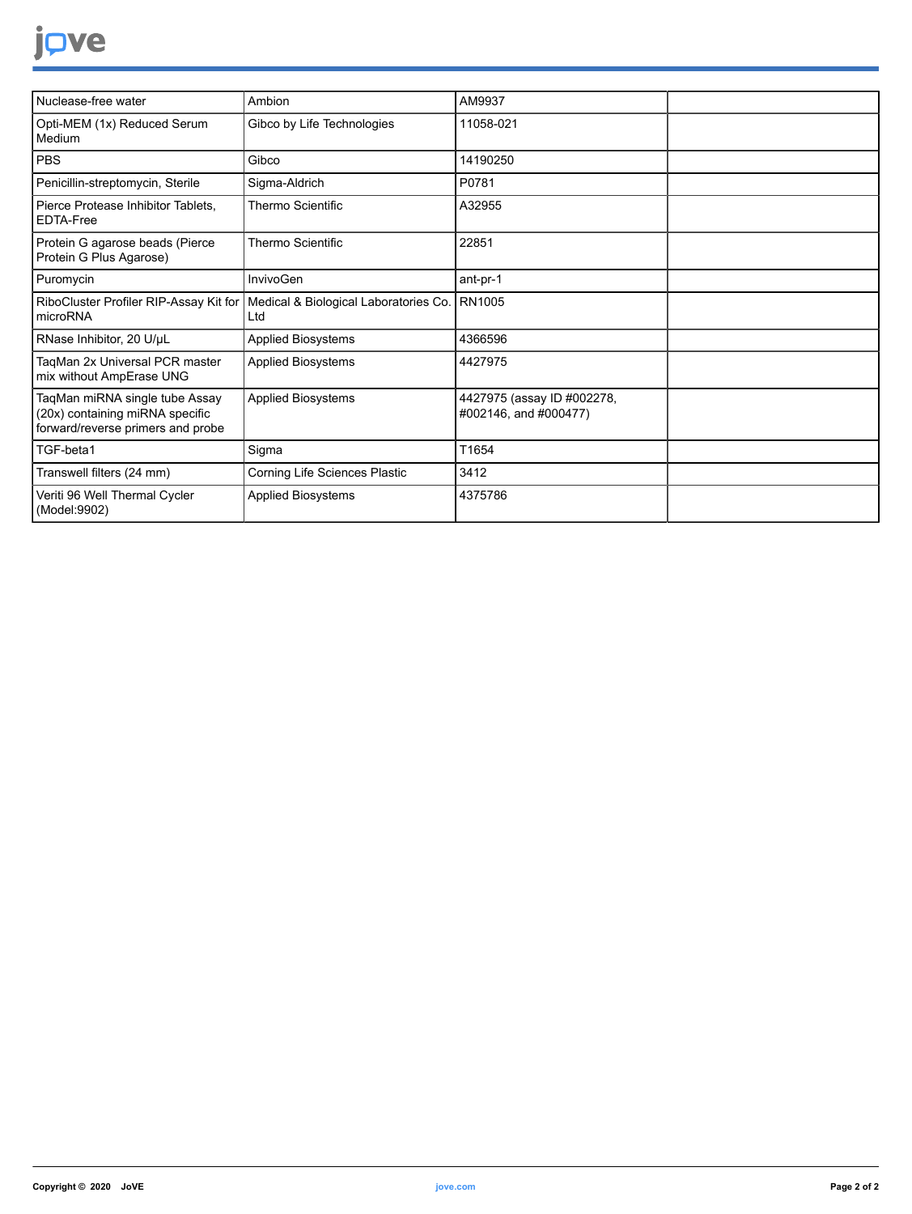| | | | |
|---|---|---|---|
| Nuclease-free water | Ambion | AM9937 | |
| Opti-MEM (1x) Reduced Serum Medium | Gibco by Life Technologies | 11058-021 | |
| PBS | Gibco | 14190250 | |
| Penicillin-streptomycin, Sterile | Sigma-Aldrich | P0781 | |
| Pierce Protease Inhibitor Tablets, EDTA-Free | Thermo Scientific | A32955 | |
| Protein G agarose beads (Pierce Protein G Plus Agarose) | Thermo Scientific | 22851 | |
| Puromycin | InvivoGen | ant-pr-1 | |
| RiboCluster Profiler RIP-Assay Kit for microRNA | Medical & Biological Laboratories Co. Ltd | RN1005 | |
| RNase Inhibitor, 20 U/μL | Applied Biosystems | 4366596 | |
| TaqMan 2x Universal PCR master mix without AmpErase UNG | Applied Biosystems | 4427975 | |
| TaqMan miRNA single tube Assay (20x) containing miRNA specific forward/reverse primers and probe | Applied Biosystems | 4427975 (assay ID #002278, #002146, and #000477) | |
| TGF-beta1 | Sigma | T1654 | |
| Transwell filters (24 mm) | Corning Life Sciences Plastic | 3412 | |
| Veriti 96 Well Thermal Cycler (Model:9902) | Applied Biosystems | 4375786 | |